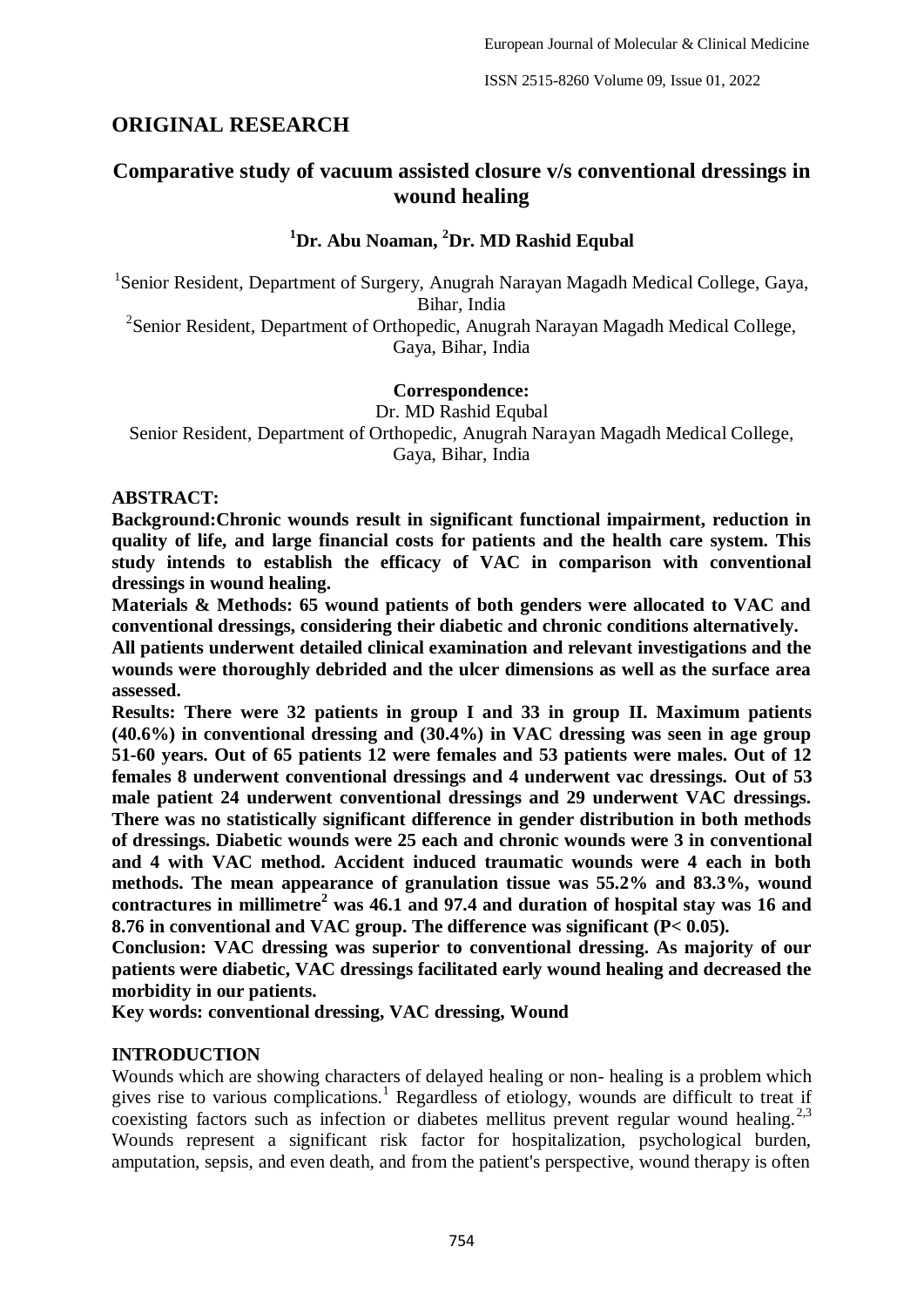## ORIGINAL RESEARCH

# Comparative study of vacuum assisted closure v/s conventional dressings in wound healing

**[1]Dr. Abu Noaman, [2]Dr. MD Rashid Equbal**

[1]Senior Resident, Department of Surgery, Anugrah Narayan Magadh Medical College, Gaya, Bihar, India

[2]Senior Resident, Department of Orthopedic, Anugrah Narayan Magadh Medical College, Gaya, Bihar, India

**Correspondence:**

Dr. MD Rashid Equbal

Senior Resident, Department of Orthopedic, Anugrah Narayan Magadh Medical College, Gaya, Bihar, India

**ABSTRACT:**

**Background:Chronic wounds result in significant functional impairment, reduction in quality of life, and large financial costs for patients and the health care system. This study intends to establish the efficacy of VAC in comparison with conventional dressings in wound healing.**

**Materials & Methods: 65 wound patients of both genders were allocated to VAC and conventional dressings, considering their diabetic and chronic conditions alternatively.**

**All patients underwent detailed clinical examination and relevant investigations and the wounds were thoroughly debrided and the ulcer dimensions as well as the surface area assessed.**

**Results: There were 32 patients in group I and 33 in group II. Maximum patients (40.6%) in conventional dressing and (30.4%) in VAC dressing was seen in age group 51-60 years. Out of 65 patients 12 were females and 53 patients were males. Out of 12 females 8 underwent conventional dressings and 4 underwent vac dressings. Out of 53 male patient 24 underwent conventional dressings and 29 underwent VAC dressings. There was no statistically significant difference in gender distribution in both methods of dressings. Diabetic wounds were 25 each and chronic wounds were 3 in conventional and 4 with VAC method. Accident induced traumatic wounds were 4 each in both methods. The mean appearance of granulation tissue was 55.2% and 83.3%, wound contractures in millimetre$^2$ was 46.1 and 97.4 and duration of hospital stay was 16 and 8.76 in conventional and VAC group. The difference was significant (P< 0.05).**

**Conclusion: VAC dressing was superior to conventional dressing. As majority of our patients were diabetic, VAC dressings facilitated early wound healing and decreased the morbidity in our patients.**

**Key words: conventional dressing, VAC dressing, Wound**

## INTRODUCTION

Wounds which are showing characters of delayed healing or non- healing is a problem which gives rise to various complications.[1] Regardless of etiology, wounds are difficult to treat if coexisting factors such as infection or diabetes mellitus prevent regular wound healing.[2,3] Wounds represent a significant risk factor for hospitalization, psychological burden, amputation, sepsis, and even death, and from the patient's perspective, wound therapy is often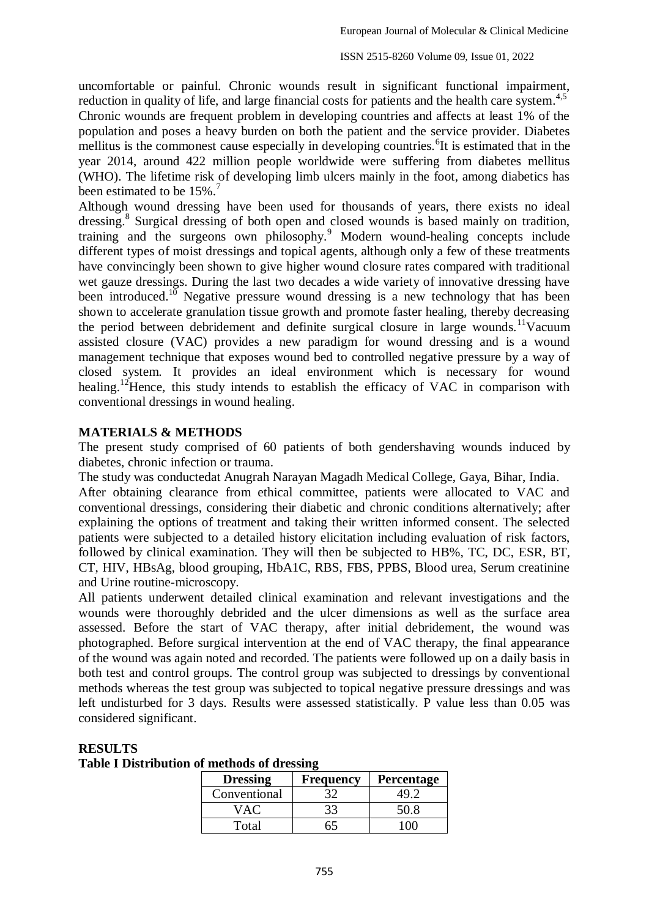uncomfortable or painful. Chronic wounds result in significant functional impairment, reduction in quality of life, and large financial costs for patients and the health care system.[4,5] Chronic wounds are frequent problem in developing countries and affects at least 1% of the population and poses a heavy burden on both the patient and the service provider. Diabetes mellitus is the commonest cause especially in developing countries.[6]It is estimated that in the year 2014, around 422 million people worldwide were suffering from diabetes mellitus (WHO). The lifetime risk of developing limb ulcers mainly in the foot, among diabetics has been estimated to be 15%.[7]

Although wound dressing have been used for thousands of years, there exists no ideal dressing.[8] Surgical dressing of both open and closed wounds is based mainly on tradition, training and the surgeons own philosophy.[9] Modern wound-healing concepts include different types of moist dressings and topical agents, although only a few of these treatments have convincingly been shown to give higher wound closure rates compared with traditional wet gauze dressings. During the last two decades a wide variety of innovative dressing have been introduced.[10] Negative pressure wound dressing is a new technology that has been shown to accelerate granulation tissue growth and promote faster healing, thereby decreasing the period between debridement and definite surgical closure in large wounds.[11]Vacuum assisted closure (VAC) provides a new paradigm for wound dressing and is a wound management technique that exposes wound bed to controlled negative pressure by a way of closed system. It provides an ideal environment which is necessary for wound healing.[12]Hence, this study intends to establish the efficacy of VAC in comparison with conventional dressings in wound healing.

## MATERIALS & METHODS

The present study comprised of 60 patients of both gendershaving wounds induced by diabetes, chronic infection or trauma.

The study was conductedat Anugrah Narayan Magadh Medical College, Gaya, Bihar, India.

After obtaining clearance from ethical committee, patients were allocated to VAC and conventional dressings, considering their diabetic and chronic conditions alternatively; after explaining the options of treatment and taking their written informed consent. The selected patients were subjected to a detailed history elicitation including evaluation of risk factors, followed by clinical examination. They will then be subjected to HB%, TC, DC, ESR, BT, CT, HIV, HBsAg, blood grouping, HbA1C, RBS, FBS, PPBS, Blood urea, Serum creatinine and Urine routine-microscopy.

All patients underwent detailed clinical examination and relevant investigations and the wounds were thoroughly debrided and the ulcer dimensions as well as the surface area assessed. Before the start of VAC therapy, after initial debridement, the wound was photographed. Before surgical intervention at the end of VAC therapy, the final appearance of the wound was again noted and recorded. The patients were followed up on a daily basis in both test and control groups. The control group was subjected to dressings by conventional methods whereas the test group was subjected to topical negative pressure dressings and was left undisturbed for 3 days. Results were assessed statistically. P value less than 0.05 was considered significant.

## RESULTS

**Table I Distribution of methods of dressing**

| Dressing | Frequency | Percentage |
|---|---|---|
| Conventional | 32 | 49.2 |
| VAC | 33 | 50.8 |
| Total | 65 | 100 |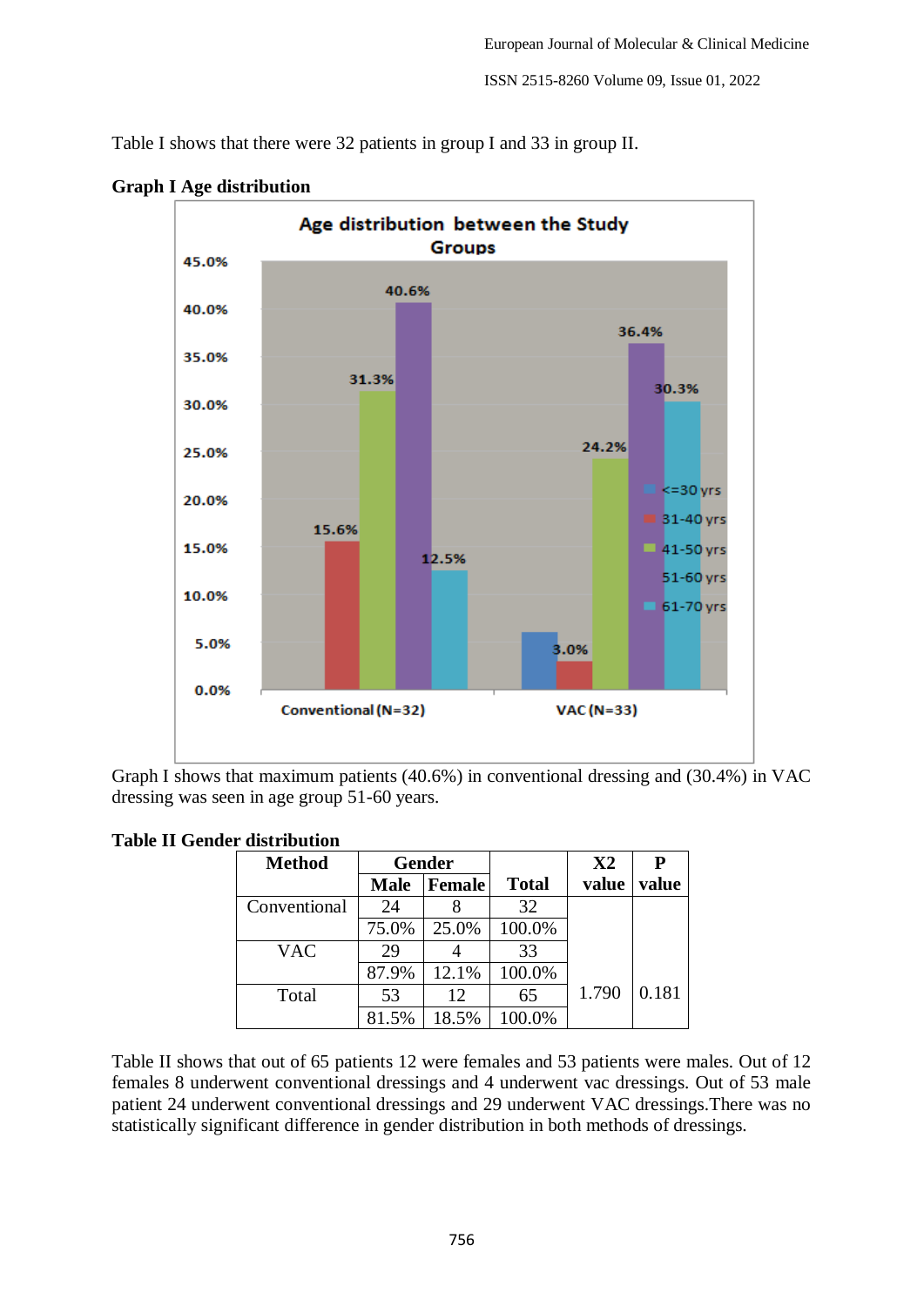Table I shows that there were 32 patients in group I and 33 in group II.

**Graph I Age distribution**

Graph I shows that maximum patients (40.6%) in conventional dressing and (30.4%) in VAC dressing was seen in age group 51-60 years.

**Table II Gender distribution**

| Method | Gender | | Total | X2 value | P value |
|---|---|---|---|---|---|
| | Male | Female | | | |
| Conventional | 24 | 8 | 32 | 1.790 | 0.181 |
| | 75.0% | 25.0% | 100.0% | | |
| VAC | 29 | 4 | 33 | | |
| | 87.9% | 12.1% | 100.0% | | |
| Total | 53 | 12 | 65 | | |
| | 81.5% | 18.5% | 100.0% | | |

Table II shows that out of 65 patients 12 were females and 53 patients were males. Out of 12 females 8 underwent conventional dressings and 4 underwent vac dressings. Out of 53 male patient 24 underwent conventional dressings and 29 underwent VAC dressings.There was no statistically significant difference in gender distribution in both methods of dressings.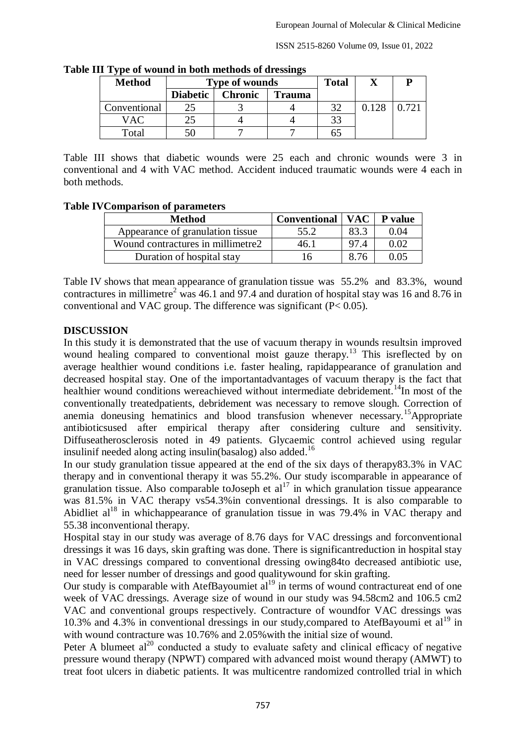**Table III Type of wound in both methods of dressings**

| Method | Type of wounds | | | Total | X | P |
|---|---|---|---|---|---|---|
| | Diabetic | Chronic | Trauma | | | |
| Conventional | 25 | 3 | 4 | 32 | 0.128 | 0.721 |
| VAC | 25 | 4 | 4 | 33 | | |
| Total | 50 | 7 | 7 | 65 | | |

Table III shows that diabetic wounds were 25 each and chronic wounds were 3 in conventional and 4 with VAC method. Accident induced traumatic wounds were 4 each in both methods.

**Table IVComparison of parameters**

| Method | Conventional | VAC | P value |
|---|---|---|---|
| Appearance of granulation tissue | 55.2 | 83.3 | 0.04 |
| Wound contractures in millimetre2 | 46.1 | 97.4 | 0.02 |
| Duration of hospital stay | 16 | 8.76 | 0.05 |

Table IV shows that mean appearance of granulation tissue was 55.2% and 83.3%, wound contractures in millimetre$^2$ was 46.1 and 97.4 and duration of hospital stay was 16 and 8.76 in conventional and VAC group. The difference was significant ($P< 0.05$).

## DISCUSSION

In this study it is demonstrated that the use of vacuum therapy in wounds resultsin improved wound healing compared to conventional moist gauze therapy.[13] This isreflected by on average healthier wound conditions i.e. faster healing, rapidappearance of granulation and decreased hospital stay. One of the importantadvantages of vacuum therapy is the fact that healthier wound conditions wereachieved without intermediate debridement.[14]In most of the conventionally treatedpatients, debridement was necessary to remove slough. Correction of anemia doneusing hematinics and blood transfusion whenever necessary.[15]Appropriate antibioticsused after empirical therapy after considering culture and sensitivity. Diffuseatherosclerosis noted in 49 patients. Glycaemic control achieved using regular insulinif needed along acting insulin(basalog) also added.[16]

In our study granulation tissue appeared at the end of the six days of therapy83.3% in VAC therapy and in conventional therapy it was 55.2%. Our study iscomparable in appearance of granulation tissue. Also comparable toJoseph et al[17] in which granulation tissue appearance was 81.5% in VAC therapy vs54.3%in conventional dressings. It is also comparable to Abidliet al[18] in whichappearance of granulation tissue in was 79.4% in VAC therapy and 55.38 inconventional therapy.

Hospital stay in our study was average of 8.76 days for VAC dressings and forconventional dressings it was 16 days, skin grafting was done. There is significantreduction in hospital stay in VAC dressings compared to conventional dressing owing84to decreased antibiotic use, need for lesser number of dressings and good qualitywound for skin grafting.

Our study is comparable with AtefBayoumiet al[19] in terms of wound contractureat end of one week of VAC dressings. Average size of wound in our study was 94.58cm2 and 106.5 cm2 VAC and conventional groups respectively. Contracture of woundfor VAC dressings was 10.3% and 4.3% in conventional dressings in our study,compared to AtefBayoumi et al[19] in with wound contracture was 10.76% and 2.05%with the initial size of wound.

Peter A blumeet al[20] conducted a study to evaluate safety and clinical efficacy of negative pressure wound therapy (NPWT) compared with advanced moist wound therapy (AMWT) to treat foot ulcers in diabetic patients. It was multicentre randomized controlled trial in which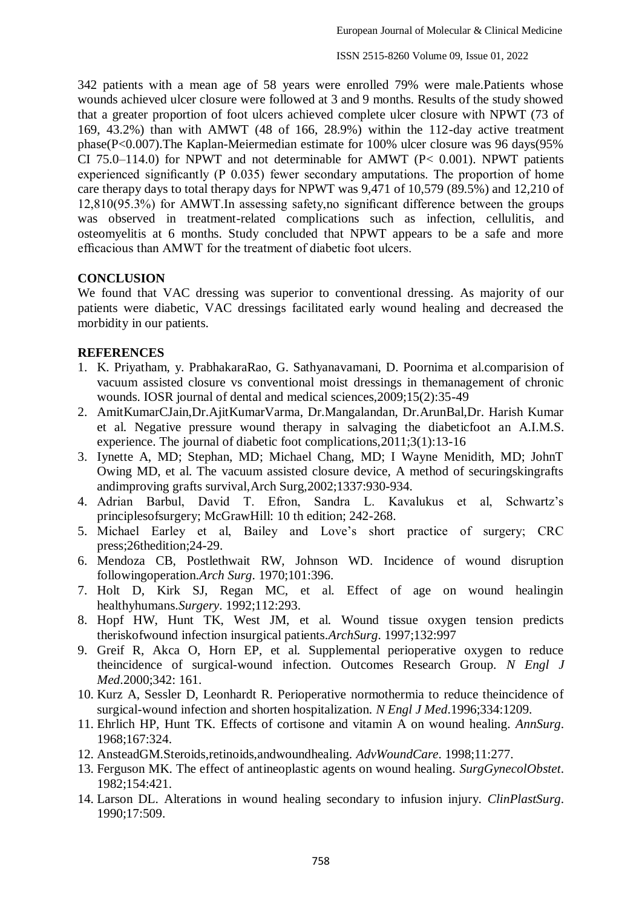342 patients with a mean age of 58 years were enrolled 79% were male.Patients whose wounds achieved ulcer closure were followed at 3 and 9 months. Results of the study showed that a greater proportion of foot ulcers achieved complete ulcer closure with NPWT (73 of 169, 43.2%) than with AMWT (48 of 166, 28.9%) within the 112-day active treatment phase(P<0.007).The Kaplan-Meiermedian estimate for 100% ulcer closure was 96 days(95% CI 75.0–114.0) for NPWT and not determinable for AMWT (P< 0.001). NPWT patients experienced significantly (P 0.035) fewer secondary amputations. The proportion of home care therapy days to total therapy days for NPWT was 9,471 of 10,579 (89.5%) and 12,210 of 12,810(95.3%) for AMWT.In assessing safety,no significant difference between the groups was observed in treatment-related complications such as infection, cellulitis, and osteomyelitis at 6 months. Study concluded that NPWT appears to be a safe and more efficacious than AMWT for the treatment of diabetic foot ulcers.

## CONCLUSION

We found that VAC dressing was superior to conventional dressing. As majority of our patients were diabetic, VAC dressings facilitated early wound healing and decreased the morbidity in our patients.

## REFERENCES

1. K. Priyatham, y. PrabhakaraRao, G. Sathyanavamani, D. Poornima et al.comparision of vacuum assisted closure vs conventional moist dressings in themanagement of chronic wounds. IOSR journal of dental and medical sciences,2009;15(2):35-49
2. AmitKumarCJain,Dr.AjitKumarVarma, Dr.Mangalandan, Dr.ArunBal,Dr. Harish Kumar et al. Negative pressure wound therapy in salvaging the diabeticfoot an A.I.M.S. experience. The journal of diabetic foot complications,2011;3(1):13-16
3. Iynette A, MD; Stephan, MD; Michael Chang, MD; I Wayne Menidith, MD; JohnT Owing MD, et al. The vacuum assisted closure device, A method of securingskingrafts andimproving grafts survival,Arch Surg,2002;1337:930-934.
4. Adrian Barbul, David T. Efron, Sandra L. Kavalukus et al, Schwartz's principlesofsurgery; McGrawHill: 10 th edition; 242-268.
5. Michael Earley et al, Bailey and Love's short practice of surgery; CRC press;26thedition;24-29.
6. Mendoza CB, Postlethwait RW, Johnson WD. Incidence of wound disruption followingoperation.*Arch Surg*. 1970;101:396.
7. Holt D, Kirk SJ, Regan MC, et al. Effect of age on wound healingin healthyhumans.*Surgery*. 1992;112:293.
8. Hopf HW, Hunt TK, West JM, et al. Wound tissue oxygen tension predicts theriskofwound infection insurgical patients.*ArchSurg*. 1997;132:997
9. Greif R, Akca O, Horn EP, et al. Supplemental perioperative oxygen to reduce theincidence of surgical-wound infection. Outcomes Research Group. *N Engl J Med*.2000;342: 161.
10. Kurz A, Sessler D, Leonhardt R. Perioperative normothermia to reduce theincidence of surgical-wound infection and shorten hospitalization. *N Engl J Med*.1996;334:1209.
11. Ehrlich HP, Hunt TK. Effects of cortisone and vitamin A on wound healing. *AnnSurg*. 1968;167:324.
12. AnsteadGM.Steroids,retinoids,andwoundhealing. *AdvWoundCare*. 1998;11:277.
13. Ferguson MK. The effect of antineoplastic agents on wound healing. *SurgGynecolObstet*. 1982;154:421.
14. Larson DL. Alterations in wound healing secondary to infusion injury. *ClinPlastSurg*. 1990;17:509.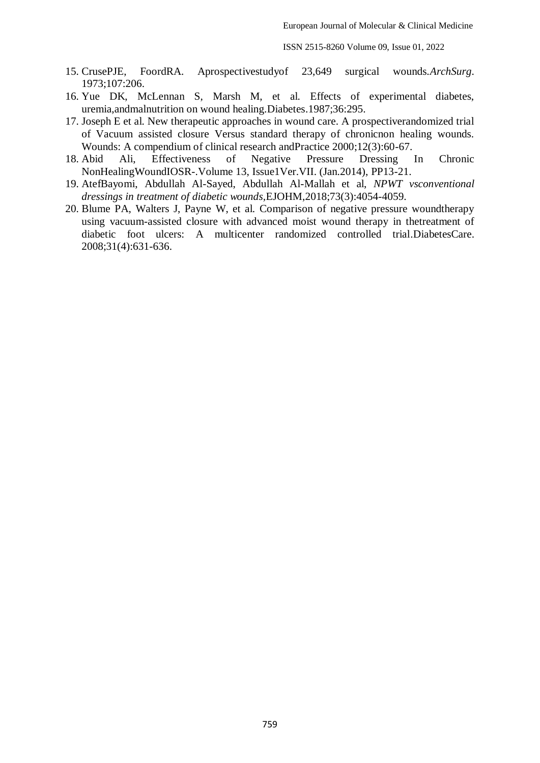15. CrusePJE, FoordRA. Aprospectivestudyof 23,649 surgical wounds.*ArchSurg*. 1973;107:206.
16. Yue DK, McLennan S, Marsh M, et al. Effects of experimental diabetes, uremia,andmalnutrition on wound healing.Diabetes.1987;36:295.
17. Joseph E et al. New therapeutic approaches in wound care. A prospectiverandomized trial of Vacuum assisted closure Versus standard therapy of chronicnon healing wounds. Wounds: A compendium of clinical research andPractice 2000;12(3):60-67.
18. Abid Ali, Effectiveness of Negative Pressure Dressing In Chronic NonHealingWoundIOSR-.Volume 13, Issue1Ver.VII. (Jan.2014), PP13-21.
19. AtefBayomi, Abdullah Al-Sayed, Abdullah Al-Mallah et al, *NPWT vsconventional dressings in treatment of diabetic wounds*,EJOHM,2018;73(3):4054-4059.
20. Blume PA, Walters J, Payne W, et al. Comparison of negative pressure woundtherapy using vacuum-assisted closure with advanced moist wound therapy in thetreatment of diabetic foot ulcers: A multicenter randomized controlled trial.DiabetesCare. 2008;31(4):631-636.